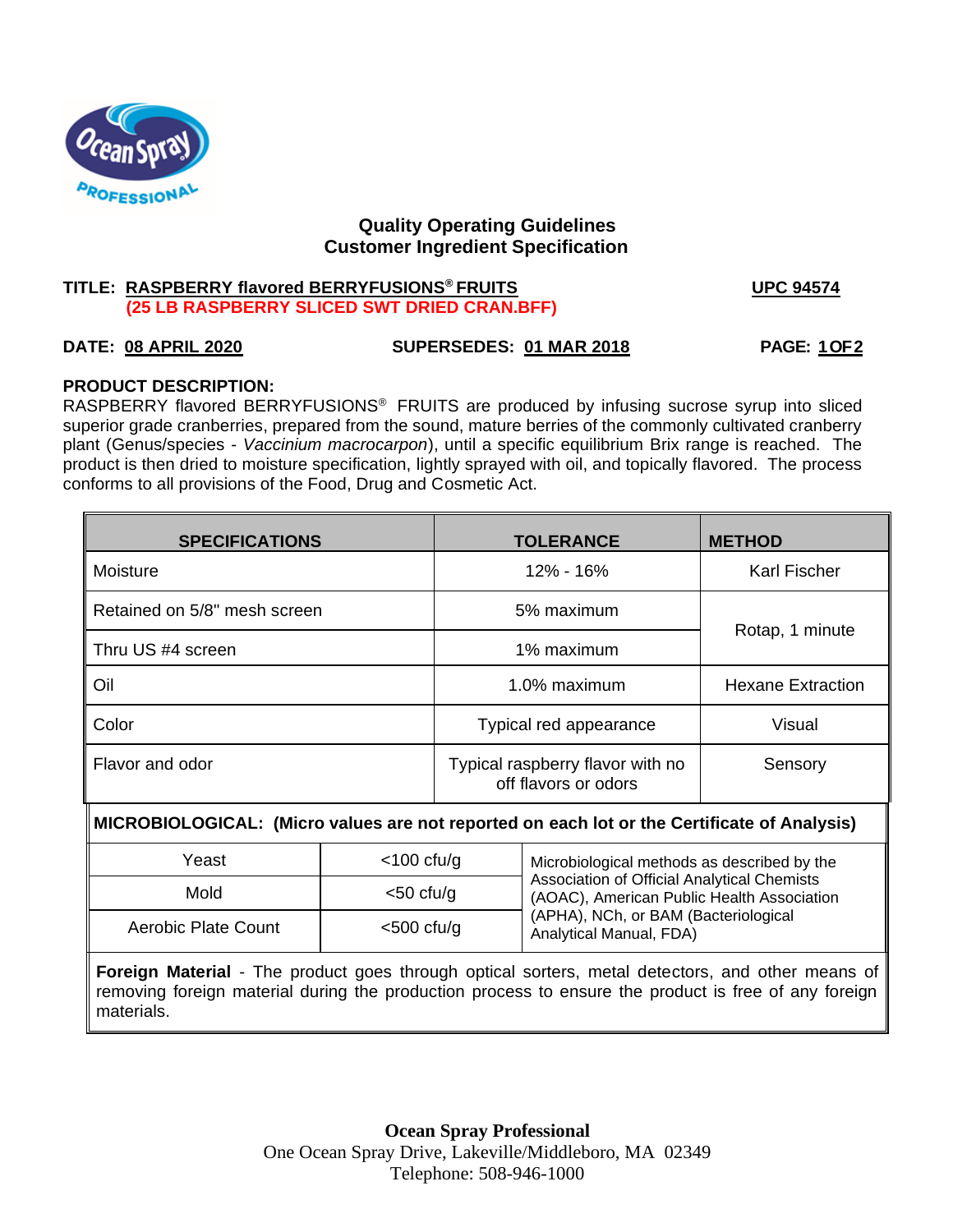## Quality Operating Guidelines
## Customer Ingredient Specification

**TITLE: RASPBERRY flavored BERRYFUSIONS® FRUITS** **UPC 94574**
**(25 LB RASPBERRY SLICED SWT DRIED CRAN.BFF)**

**DATE: 08 APRIL 2020** **SUPERSEDES: 01 MAR 2018** **PAGE: 1 OF 2**

**PRODUCT DESCRIPTION:**
RASPBERRY flavored BERRYFUSIONS® FRUITS are produced by infusing sucrose syrup into sliced superior grade cranberries, prepared from the sound, mature berries of the commonly cultivated cranberry plant (Genus/species - *Vaccinium macrocarpon*), until a specific equilibrium Brix range is reached. The product is then dried to moisture specification, lightly sprayed with oil, and topically flavored. The process conforms to all provisions of the Food, Drug and Cosmetic Act.

| SPECIFICATIONS | TOLERANCE | METHOD |
|---|---|---|
| Moisture | 12% - 16% | Karl Fischer |
| Retained on 5/8" mesh screen | 5% maximum | Rotap, 1 minute |
| Thru US #4 screen | 1% maximum | |
| Oil | 1.0% maximum | Hexane Extraction |
| Color | Typical red appearance | Visual |
| Flavor and odor | Typical raspberry flavor with no off flavors or odors | Sensory |

**MICROBIOLOGICAL: (Micro values are not reported on each lot or the Certificate of Analysis)**

| | | |
|---|---|---|
| Yeast | <100 cfu/g | Microbiological methods as described by the Association of Official Analytical Chemists (AOAC), American Public Health Association (APHA), NCh, or BAM (Bacteriological Analytical Manual, FDA) |
| Mold | <50 cfu/g | |
| Aerobic Plate Count | <500 cfu/g | |

**Foreign Material** - The product goes through optical sorters, metal detectors, and other means of removing foreign material during the production process to ensure the product is free of any foreign materials.

**Ocean Spray Professional**
One Ocean Spray Drive, Lakeville/Middleboro, MA 02349
Telephone: 508-946-1000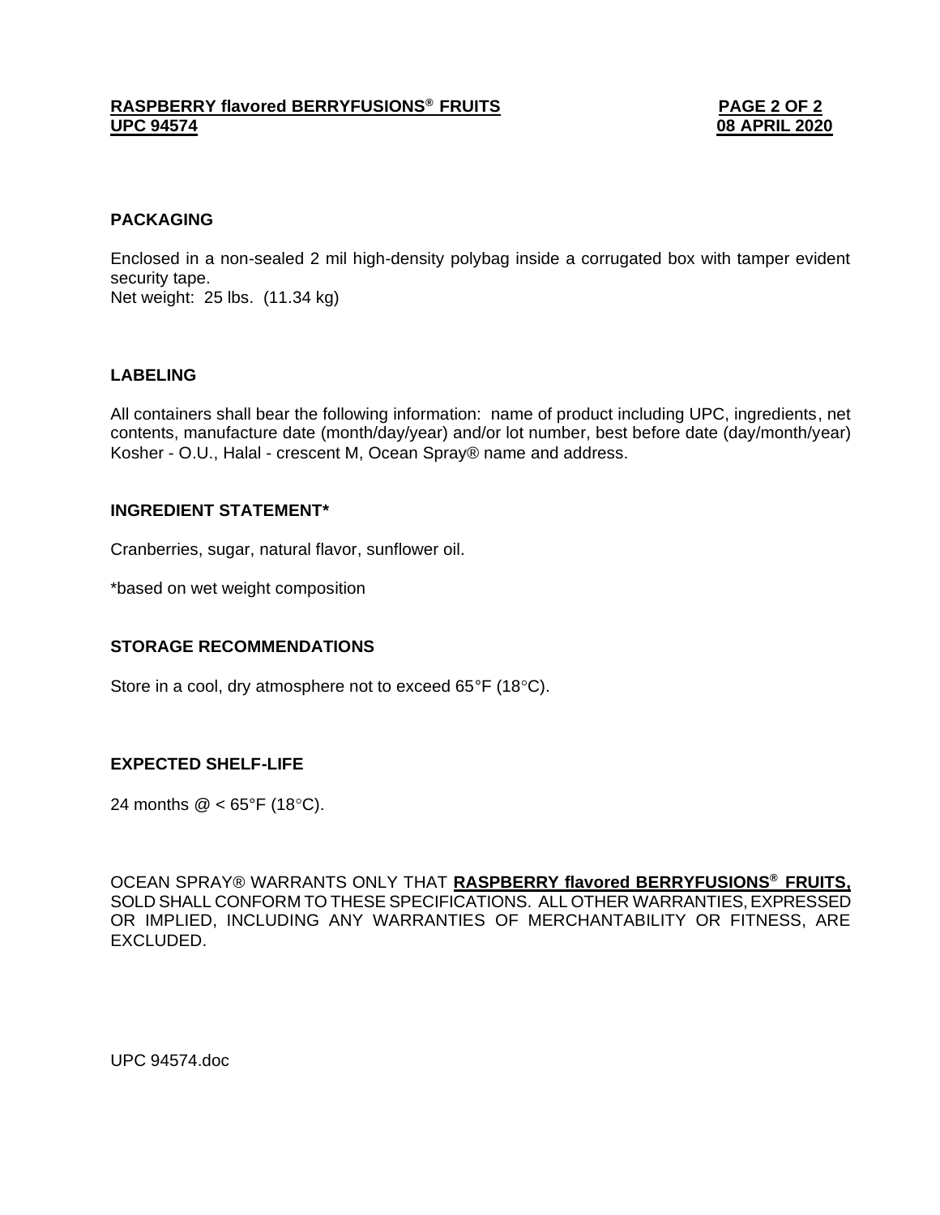## PACKAGING

Enclosed in a non-sealed 2 mil high-density polybag inside a corrugated box with tamper evident security tape.
Net weight: 25 lbs. (11.34 kg)

## LABELING

All containers shall bear the following information: name of product including UPC, ingredients, net contents, manufacture date (month/day/year) and/or lot number, best before date (day/month/year) Kosher - O.U., Halal - crescent M, Ocean Spray® name and address.

## INGREDIENT STATEMENT*

Cranberries, sugar, natural flavor, sunflower oil.

*based on wet weight composition

## STORAGE RECOMMENDATIONS

Store in a cool, dry atmosphere not to exceed 65°F (18°C).

## EXPECTED SHELF-LIFE

24 months @ < 65°F (18°C).

OCEAN SPRAY® WARRANTS ONLY THAT **RASPBERRY flavored BERRYFUSIONS® FRUITS,** SOLD SHALL CONFORM TO THESE SPECIFICATIONS. ALL OTHER WARRANTIES, EXPRESSED OR IMPLIED, INCLUDING ANY WARRANTIES OF MERCHANTABILITY OR FITNESS, ARE EXCLUDED.

UPC 94574.doc